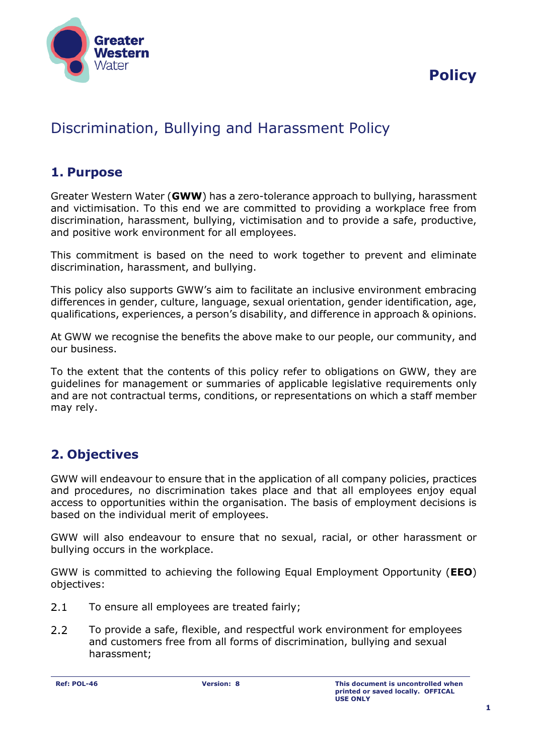Greater Western Water

**Policy**

# Discrimination, Bullying and Harassment Policy

## 1. Purpose

Greater Western Water (**GWW**) has a zero-tolerance approach to bullying, harassment and victimisation. To this end we are committed to providing a workplace free from discrimination, harassment, bullying, victimisation and to provide a safe, productive, and positive work environment for all employees.

This commitment is based on the need to work together to prevent and eliminate discrimination, harassment, and bullying.

This policy also supports GWW's aim to facilitate an inclusive environment embracing differences in gender, culture, language, sexual orientation, gender identification, age, qualifications, experiences, a person's disability, and difference in approach & opinions.

At GWW we recognise the benefits the above make to our people, our community, and our business.

To the extent that the contents of this policy refer to obligations on GWW, they are guidelines for management or summaries of applicable legislative requirements only and are not contractual terms, conditions, or representations on which a staff member may rely.

## 2. Objectives

GWW will endeavour to ensure that in the application of all company policies, practices and procedures, no discrimination takes place and that all employees enjoy equal access to opportunities within the organisation. The basis of employment decisions is based on the individual merit of employees.

GWW will also endeavour to ensure that no sexual, racial, or other harassment or bullying occurs in the workplace.

GWW is committed to achieving the following Equal Employment Opportunity (**EEO**) objectives:

2.1 To ensure all employees are treated fairly;

2.2 To provide a safe, flexible, and respectful work environment for employees and customers free from all forms of discrimination, bullying and sexual harassment;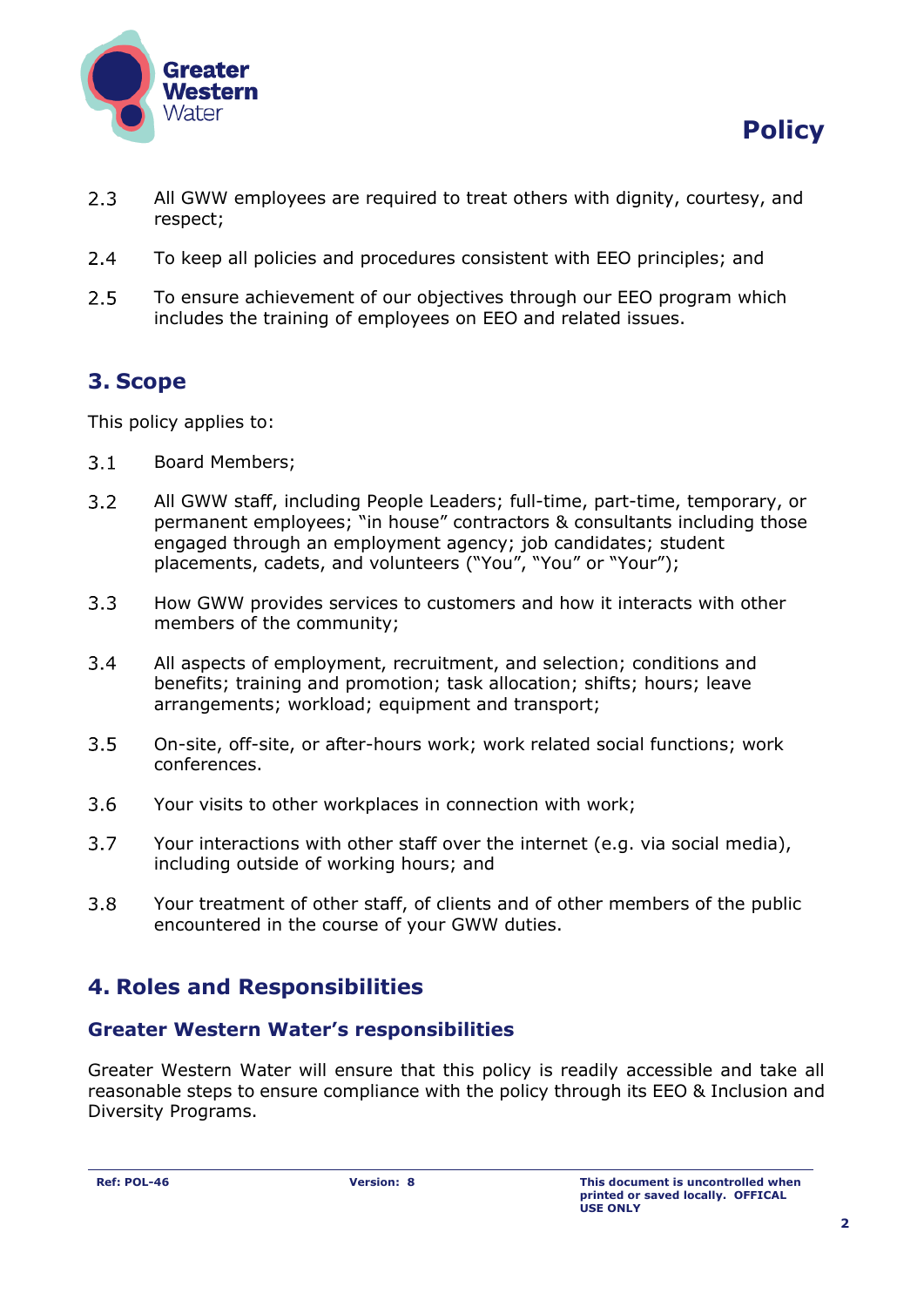2.3 All GWW employees are required to treat others with dignity, courtesy, and respect;

2.4 To keep all policies and procedures consistent with EEO principles; and

2.5 To ensure achievement of our objectives through our EEO program which includes the training of employees on EEO and related issues.

## 3. Scope

This policy applies to:

3.1 Board Members;

3.2 All GWW staff, including People Leaders; full-time, part-time, temporary, or permanent employees; "in house" contractors & consultants including those engaged through an employment agency; job candidates; student placements, cadets, and volunteers ("You", "You" or "Your");

3.3 How GWW provides services to customers and how it interacts with other members of the community;

3.4 All aspects of employment, recruitment, and selection; conditions and benefits; training and promotion; task allocation; shifts; hours; leave arrangements; workload; equipment and transport;

3.5 On-site, off-site, or after-hours work; work related social functions; work conferences.

3.6 Your visits to other workplaces in connection with work;

3.7 Your interactions with other staff over the internet (e.g. via social media), including outside of working hours; and

3.8 Your treatment of other staff, of clients and of other members of the public encountered in the course of your GWW duties.

## 4. Roles and Responsibilities

### Greater Western Water's responsibilities

Greater Western Water will ensure that this policy is readily accessible and take all reasonable steps to ensure compliance with the policy through its EEO & Inclusion and Diversity Programs.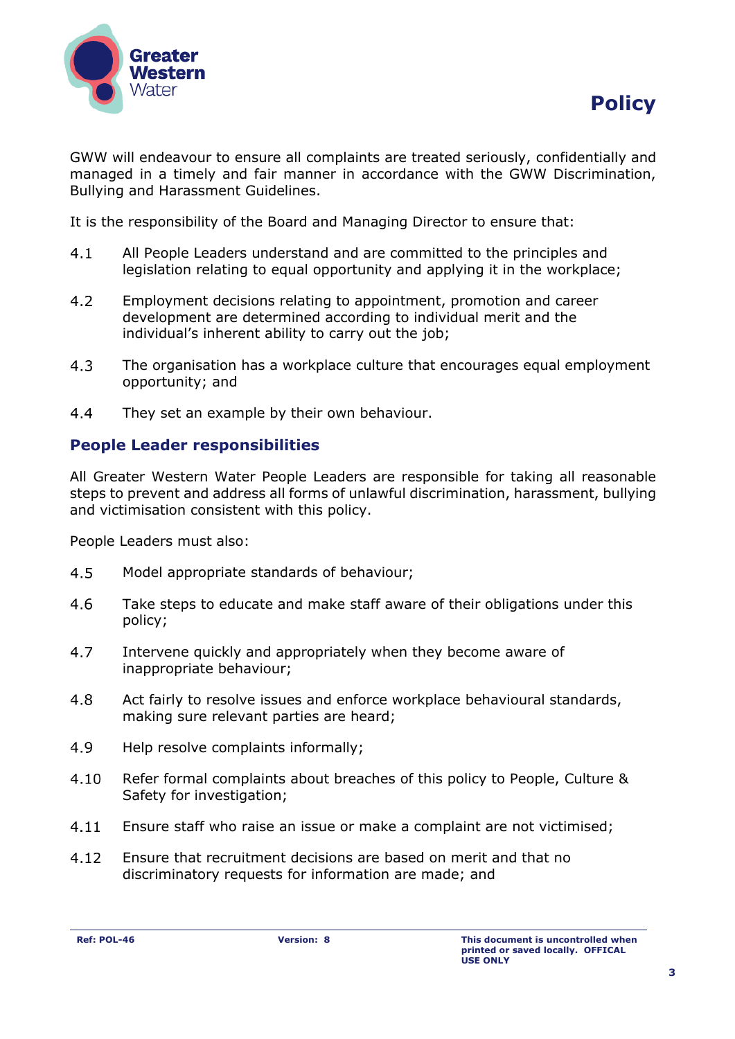GWW will endeavour to ensure all complaints are treated seriously, confidentially and managed in a timely and fair manner in accordance with the GWW Discrimination, Bullying and Harassment Guidelines.

It is the responsibility of the Board and Managing Director to ensure that:

4.1 All People Leaders understand and are committed to the principles and legislation relating to equal opportunity and applying it in the workplace;

4.2 Employment decisions relating to appointment, promotion and career development are determined according to individual merit and the individual's inherent ability to carry out the job;

4.3 The organisation has a workplace culture that encourages equal employment opportunity; and

4.4 They set an example by their own behaviour.

## People Leader responsibilities

All Greater Western Water People Leaders are responsible for taking all reasonable steps to prevent and address all forms of unlawful discrimination, harassment, bullying and victimisation consistent with this policy.

People Leaders must also:

4.5 Model appropriate standards of behaviour;

4.6 Take steps to educate and make staff aware of their obligations under this policy;

4.7 Intervene quickly and appropriately when they become aware of inappropriate behaviour;

4.8 Act fairly to resolve issues and enforce workplace behavioural standards, making sure relevant parties are heard;

4.9 Help resolve complaints informally;

4.10 Refer formal complaints about breaches of this policy to People, Culture & Safety for investigation;

4.11 Ensure staff who raise an issue or make a complaint are not victimised;

4.12 Ensure that recruitment decisions are based on merit and that no discriminatory requests for information are made; and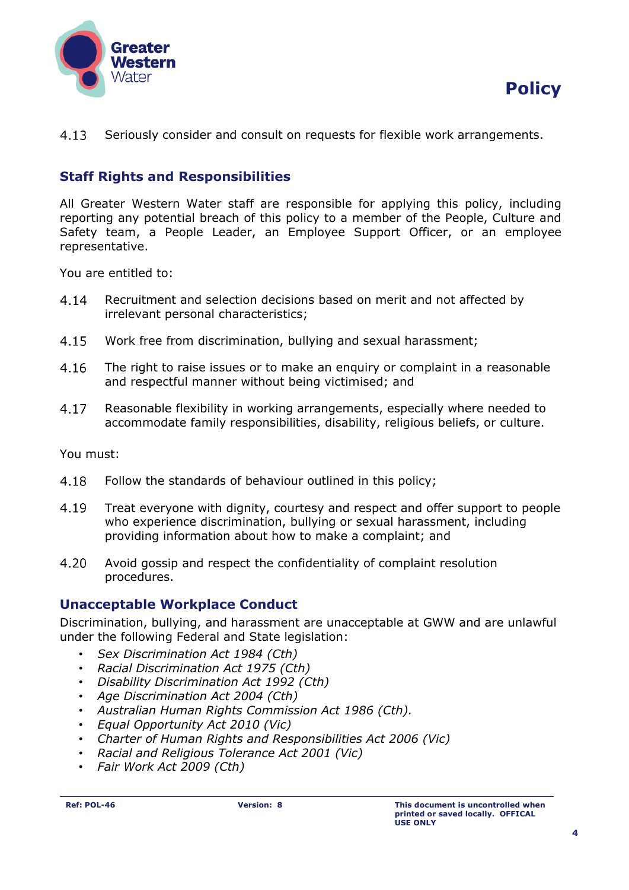4.13 Seriously consider and consult on requests for flexible work arrangements.

## Staff Rights and Responsibilities

All Greater Western Water staff are responsible for applying this policy, including reporting any potential breach of this policy to a member of the People, Culture and Safety team, a People Leader, an Employee Support Officer, or an employee representative.

You are entitled to:

4.14 Recruitment and selection decisions based on merit and not affected by irrelevant personal characteristics;

4.15 Work free from discrimination, bullying and sexual harassment;

4.16 The right to raise issues or to make an enquiry or complaint in a reasonable and respectful manner without being victimised; and

4.17 Reasonable flexibility in working arrangements, especially where needed to accommodate family responsibilities, disability, religious beliefs, or culture.

You must:

4.18 Follow the standards of behaviour outlined in this policy;

4.19 Treat everyone with dignity, courtesy and respect and offer support to people who experience discrimination, bullying or sexual harassment, including providing information about how to make a complaint; and

4.20 Avoid gossip and respect the confidentiality of complaint resolution procedures.

## Unacceptable Workplace Conduct

Discrimination, bullying, and harassment are unacceptable at GWW and are unlawful under the following Federal and State legislation:

- *Sex Discrimination Act 1984 (Cth)*
- *Racial Discrimination Act 1975 (Cth)*
- *Disability Discrimination Act 1992 (Cth)*
- *Age Discrimination Act 2004 (Cth)*
- *Australian Human Rights Commission Act 1986 (Cth).*
- *Equal Opportunity Act 2010 (Vic)*
- *Charter of Human Rights and Responsibilities Act 2006 (Vic)*
- *Racial and Religious Tolerance Act 2001 (Vic)*
- *Fair Work Act 2009 (Cth)*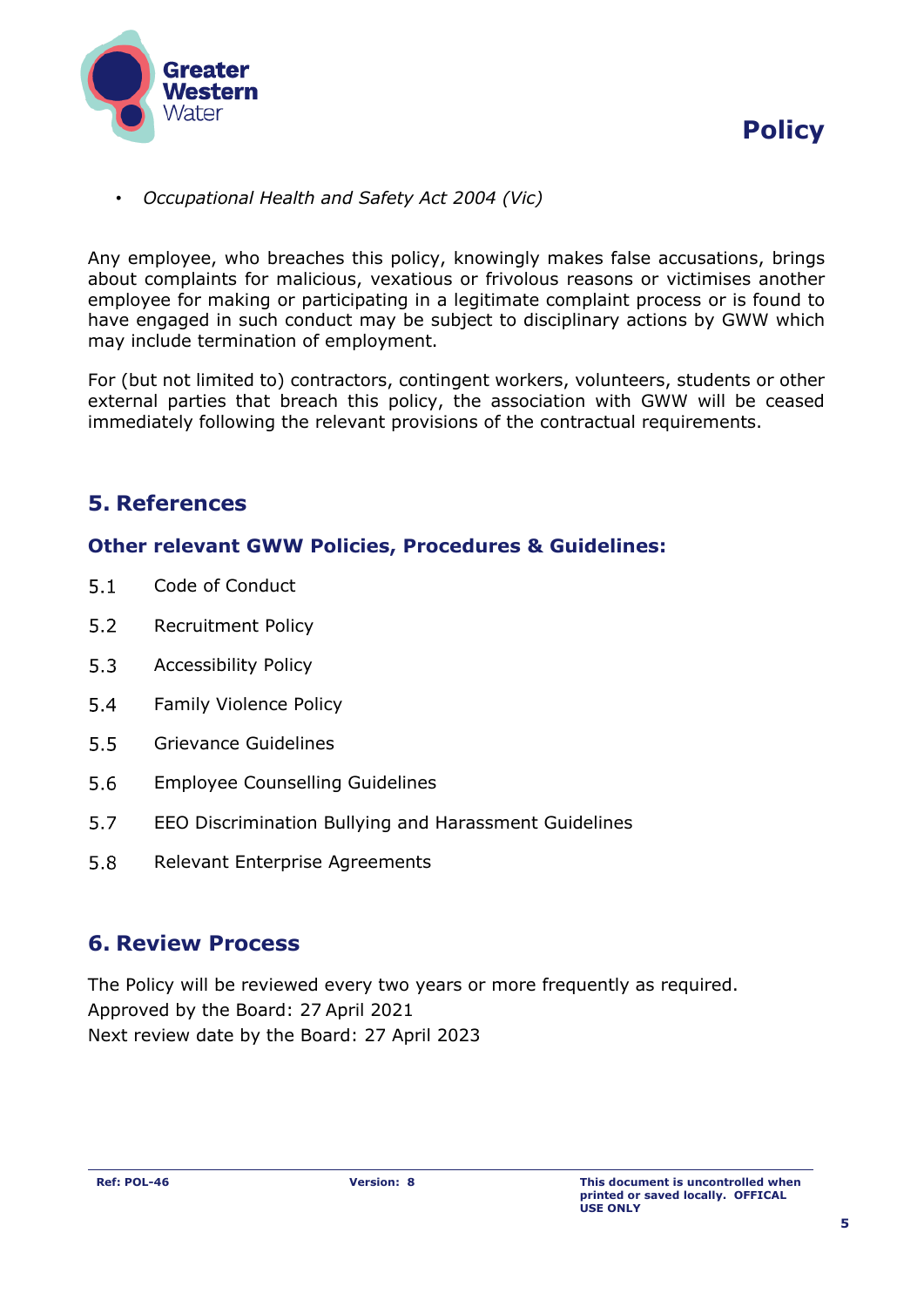- *Occupational Health and Safety Act 2004 (Vic)*

Any employee, who breaches this policy, knowingly makes false accusations, brings about complaints for malicious, vexatious or frivolous reasons or victimises another employee for making or participating in a legitimate complaint process or is found to have engaged in such conduct may be subject to disciplinary actions by GWW which may include termination of employment.

For (but not limited to) contractors, contingent workers, volunteers, students or other external parties that breach this policy, the association with GWW will be ceased immediately following the relevant provisions of the contractual requirements.

## 5. References

### Other relevant GWW Policies, Procedures & Guidelines:

5.1 Code of Conduct

5.2 Recruitment Policy

5.3 Accessibility Policy

5.4 Family Violence Policy

5.5 Grievance Guidelines

5.6 Employee Counselling Guidelines

5.7 EEO Discrimination Bullying and Harassment Guidelines

5.8 Relevant Enterprise Agreements

## 6. Review Process

The Policy will be reviewed every two years or more frequently as required.
Approved by the Board: 27 April 2021
Next review date by the Board: 27 April 2023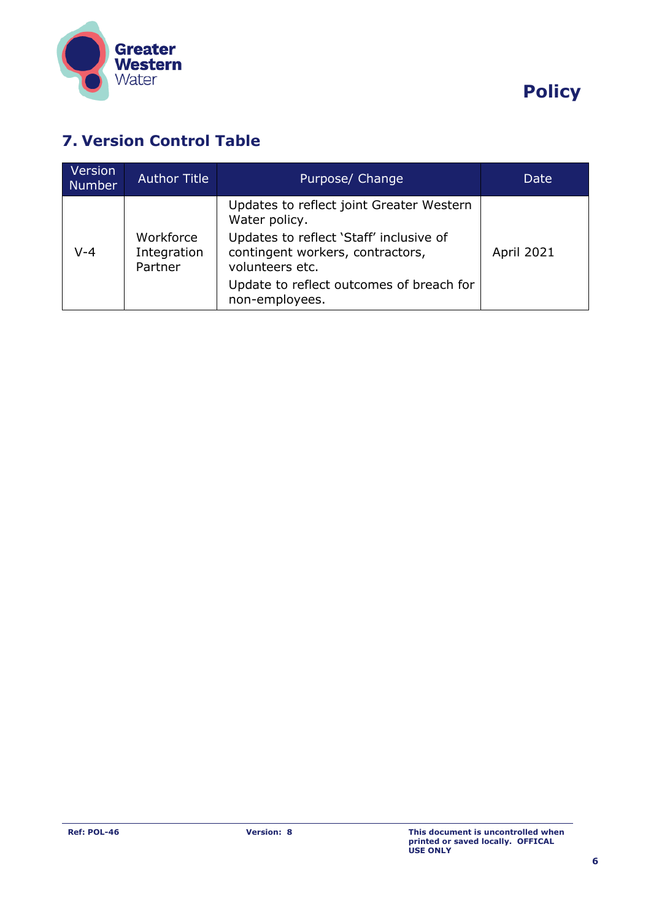## 7. Version Control Table

| Version Number | Author Title | Purpose/ Change | Date |
|---|---|---|---|
| V-4 | Workforce Integration Partner | Updates to reflect joint Greater Western Water policy. Updates to reflect 'Staff' inclusive of contingent workers, contractors, volunteers etc. Update to reflect outcomes of breach for non-employees. | April 2021 |